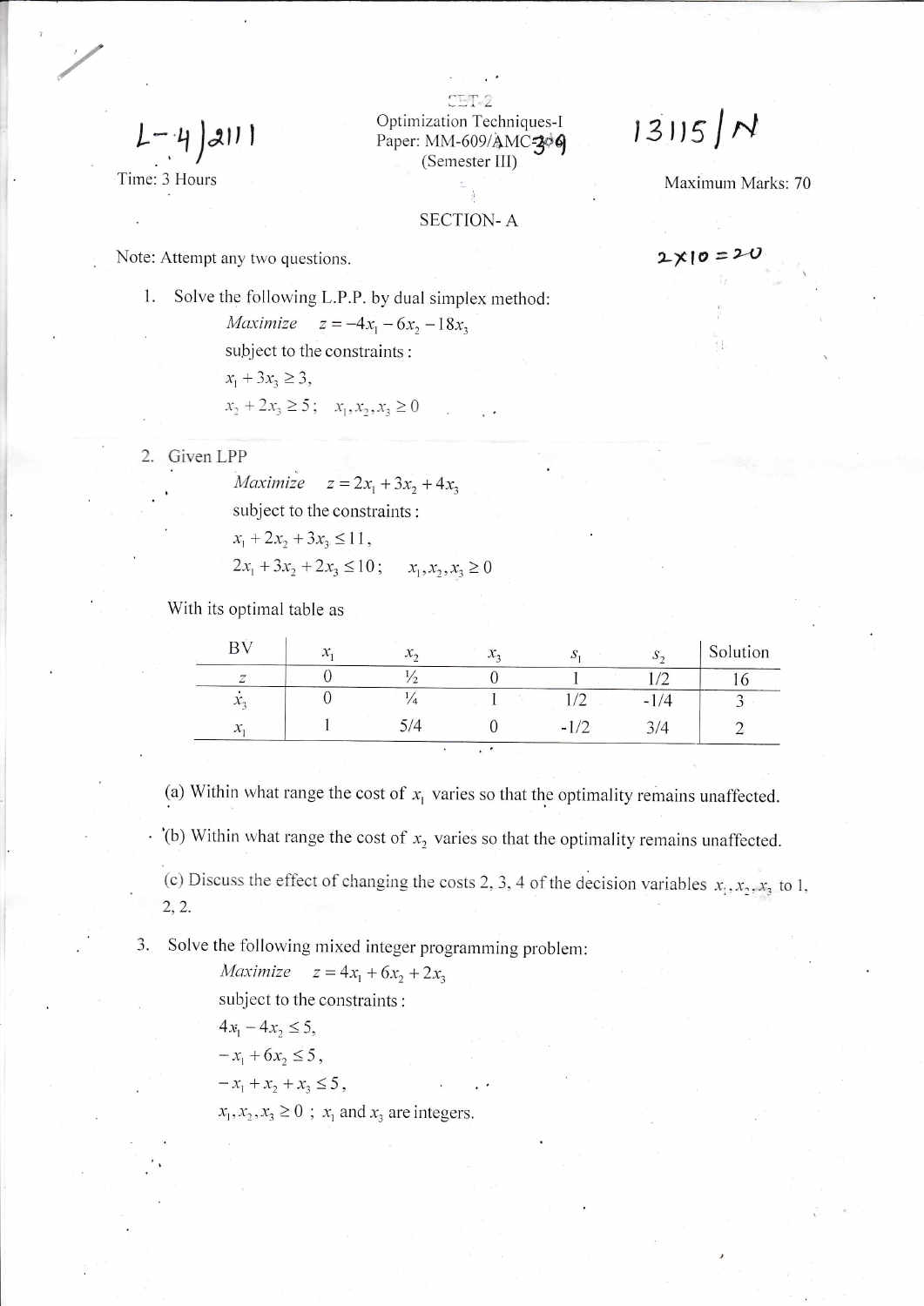L-4|2111

SET-2

Optimization Techniques-I
Paper: MM-609/AMC-309
(Semester III)

13115|N

Time: 3 Hours

Maximum Marks: 70

## SECTION- A

Note: Attempt any two questions.

2×10 = 20

1. Solve the following L.P.P. by dual simplex method:

   *Maximize* $z = -4x_1 - 6x_2 - 18x_3$

   subject to the constraints :

   $x_1 + 3x_3 \geq 3,$

   $x_2 + 2x_3 \geq 5; \quad x_1, x_2, x_3 \geq 0$

2. Given LPP

   *Maximize* $z = 2x_1 + 3x_2 + 4x_3$

   subject to the constraints :

   $x_1 + 2x_2 + 3x_3 \leq 11,$

   $2x_1 + 3x_2 + 2x_3 \leq 10; \quad x_1, x_2, x_3 \geq 0$

   With its optimal table as

| BV | $x_1$ | $x_2$ | $x_3$ | $s_1$ | $s_2$ | Solution |
|---|---|---|---|---|---|---|
| $z$ | 0 | ½ | 0 | 1 | 1/2 | 16 |
| $x_3$ | 0 | ¼ | 1 | 1/2 | -1/4 | 3 |
| $x_1$ | 1 | 5/4 | 0 | -1/2 | 3/4 | 2 |

   (a) Within what range the cost of $x_1$ varies so that the optimality remains unaffected.

   (b) Within what range the cost of $x_2$ varies so that the optimality remains unaffected.

   (c) Discuss the effect of changing the costs 2, 3, 4 of the decision variables $x_1, x_2, x_3$ to 1, 2, 2.

3. Solve the following mixed integer programming problem:

   *Maximize* $z = 4x_1 + 6x_2 + 2x_3$

   subject to the constraints :

   $4x_1 - 4x_2 \leq 5,$

   $-x_1 + 6x_2 \leq 5,$

   $-x_1 + x_2 + x_3 \leq 5,$

   $x_1, x_2, x_3 \geq 0 \; ; \; x_1$ and $x_3$ are integers.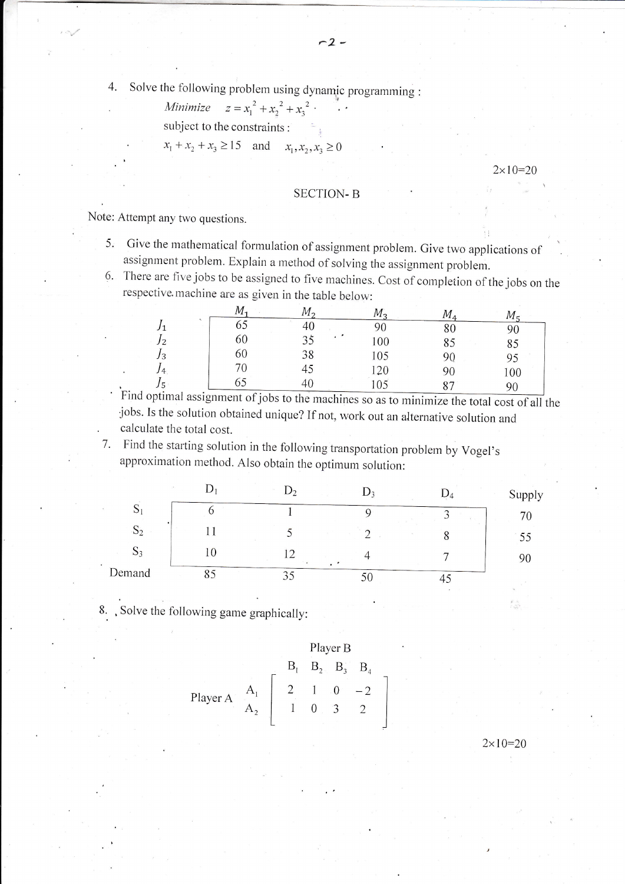4. Solve the following problem using dynamic programming :

   *Minimize* $z = x_1^2 + x_2^2 + x_3^2$

   subject to the constraints :

   $x_1 + x_2 + x_3 \geq 15$ and $x_1, x_2, x_3 \geq 0$

$2\times10=20$

## SECTION- B

Note: Attempt any two questions.

5. Give the mathematical formulation of assignment problem. Give two applications of assignment problem. Explain a method of solving the assignment problem.

6. There are five jobs to be assigned to five machines. Cost of completion of the jobs on the respective machine are as given in the table below:

|  | $M_1$ | $M_2$ | $M_3$ | $M_4$ | $M_5$ |
|---|---|---|---|---|---|
| $J_1$ | 65 | 40 | 90 | 80 | 90 |
| $J_2$ | 60 | 35 | 100 | 85 | 85 |
| $J_3$ | 60 | 38 | 105 | 90 | 95 |
| $J_4$ | 70 | 45 | 120 | 90 | 100 |
| $J_5$ | 65 | 40 | 105 | 87 | 90 |

   Find optimal assignment of jobs to the machines so as to minimize the total cost of all the jobs. Is the solution obtained unique? If not, work out an alternative solution and calculate the total cost.

7. Find the starting solution in the following transportation problem by Vogel's approximation method. Also obtain the optimum solution:

|  | $D_1$ | $D_2$ | $D_3$ | $D_4$ | Supply |
|---|---|---|---|---|---|
| $S_1$ | 6 | 1 | 9 | 3 | 70 |
| $S_2$ | 11 | 5 | 2 | 8 | 55 |
| $S_3$ | 10 | 12 | 4 | 7 | 90 |
| Demand | 85 | 35 | 50 | 45 |  |

8. Solve the following game graphically:

Player B

|  | $B_1$ | $B_2$ | $B_3$ | $B_4$ |
|---|---|---|---|---|
| Player A $A_1$ | 2 | 1 | 0 | -2 |
| Player A $A_2$ | 1 | 0 | 3 | 2 |

$2\times10=20$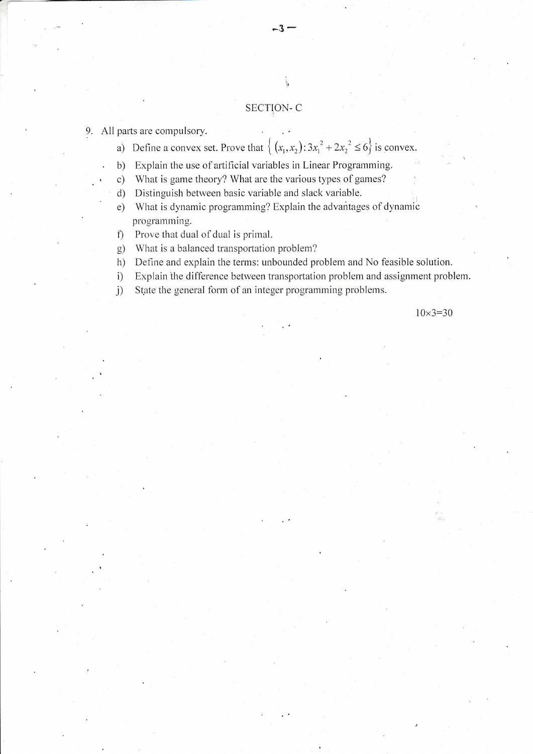## SECTION- C

9. All parts are compulsory.

   a) Define a convex set. Prove that $\left\{ (x_1, x_2) : 3x_1^{\,2} + 2x_2^{\,2} \leq 6 \right\}$ is convex.

   b) Explain the use of artificial variables in Linear Programming.

   c) What is game theory? What are the various types of games?

   d) Distinguish between basic variable and slack variable.

   e) What is dynamic programming? Explain the advantages of dynamic programming.

   f) Prove that dual of dual is primal.

   g) What is a balanced transportation problem?

   h) Define and explain the terms: unbounded problem and No feasible solution.

   i) Explain the difference between transportation problem and assignment problem.

   j) State the general form of an integer programming problems.

$10 \times 3 = 30$